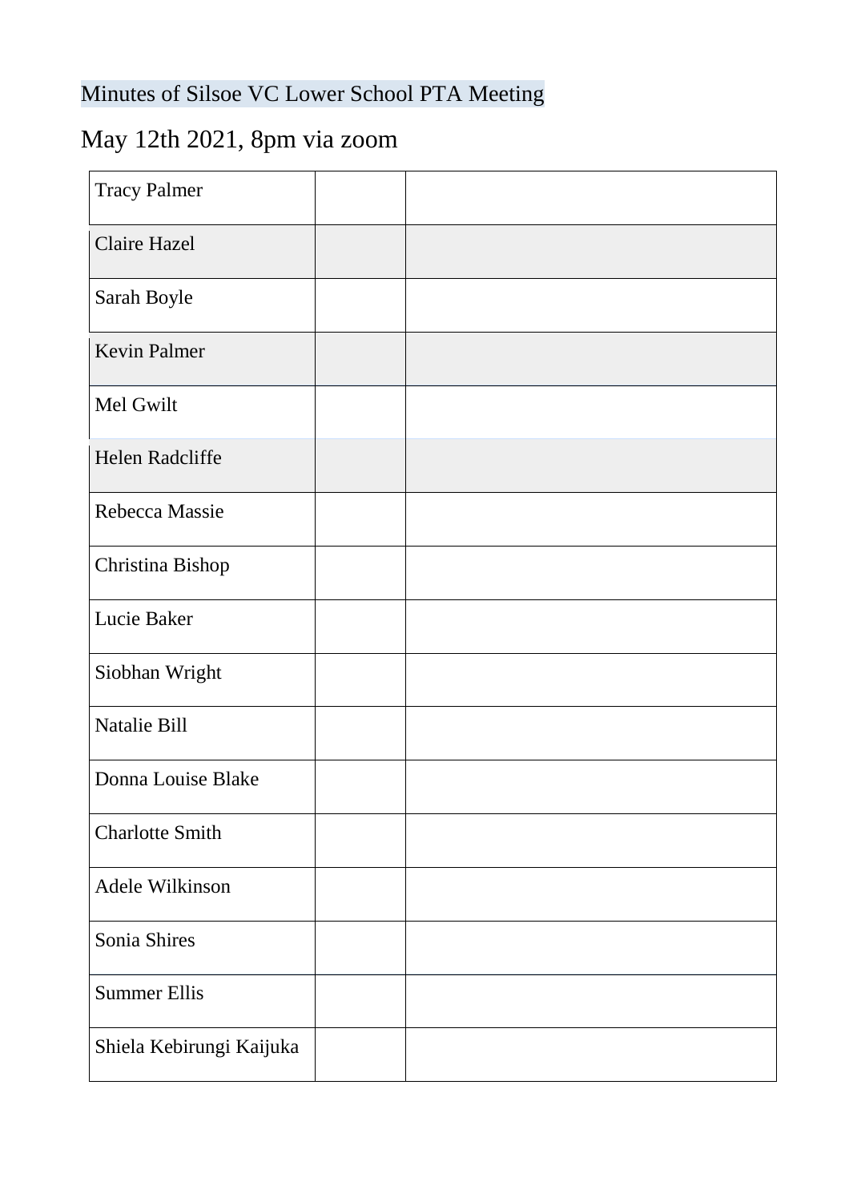Minutes of Silsoe VC Lower School PTA Meeting

May 12th 2021, 8pm via zoom

| | | |
|---|---|---|
| Tracy Palmer | | |
| Claire Hazel | | |
| Sarah Boyle | | |
| Kevin Palmer | | |
| Mel Gwilt | | |
| Helen Radcliffe | | |
| Rebecca Massie | | |
| Christina Bishop | | |
| Lucie Baker | | |
| Siobhan Wright | | |
| Natalie Bill | | |
| Donna Louise Blake | | |
| Charlotte Smith | | |
| Adele Wilkinson | | |
| Sonia Shires | | |
| Summer Ellis | | |
| Shiela Kebirungi Kaijuka | | |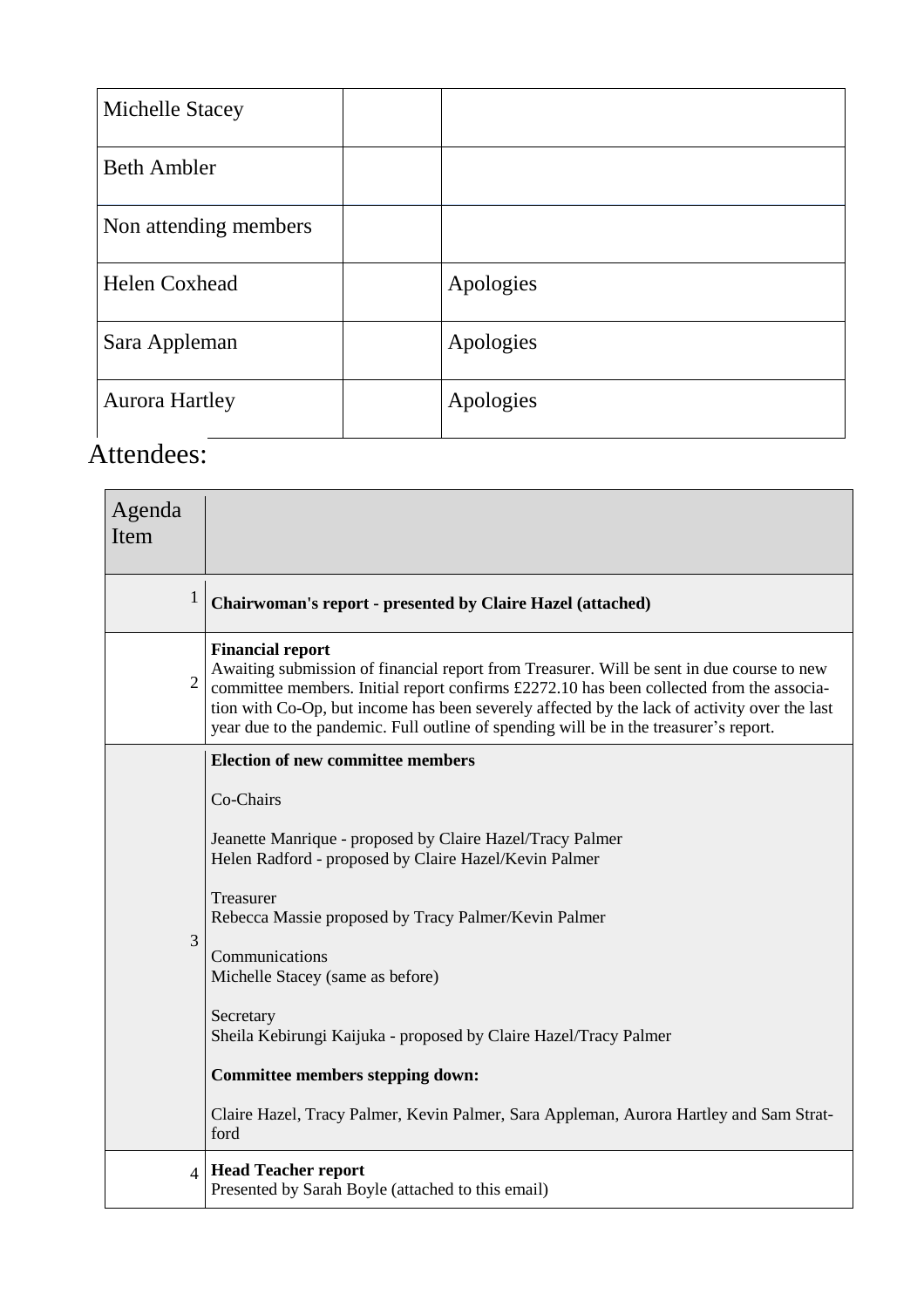| | | |
|---|---|---|
| Michelle Stacey | | |
| Beth Ambler | | |
| Non attending members | | |
| Helen Coxhead | | Apologies |
| Sara Appleman | | Apologies |
| Aurora Hartley | | Apologies |

Attendees:

| Agenda Item | |
|---|---|
| 1 | **Chairwoman's report - presented by Claire Hazel (attached)** |
| 2 | **Financial report**<br>Awaiting submission of financial report from Treasurer. Will be sent in due course to new committee members. Initial report confirms £2272.10 has been collected from the association with Co-Op, but income has been severely affected by the lack of activity over the last year due to the pandemic. Full outline of spending will be in the treasurer's report. |
| 3 | **Election of new committee members**<br><br>Co-Chairs<br><br>Jeanette Manrique - proposed by Claire Hazel/Tracy Palmer<br>Helen Radford - proposed by Claire Hazel/Kevin Palmer<br><br>Treasurer<br>Rebecca Massie proposed by Tracy Palmer/Kevin Palmer<br><br>Communications<br>Michelle Stacey (same as before)<br><br>Secretary<br>Sheila Kebirungi Kaijuka - proposed by Claire Hazel/Tracy Palmer<br><br>**Committee members stepping down:**<br><br>Claire Hazel, Tracy Palmer, Kevin Palmer, Sara Appleman, Aurora Hartley and Sam Stratford |
| 4 | **Head Teacher report**<br>Presented by Sarah Boyle (attached to this email) |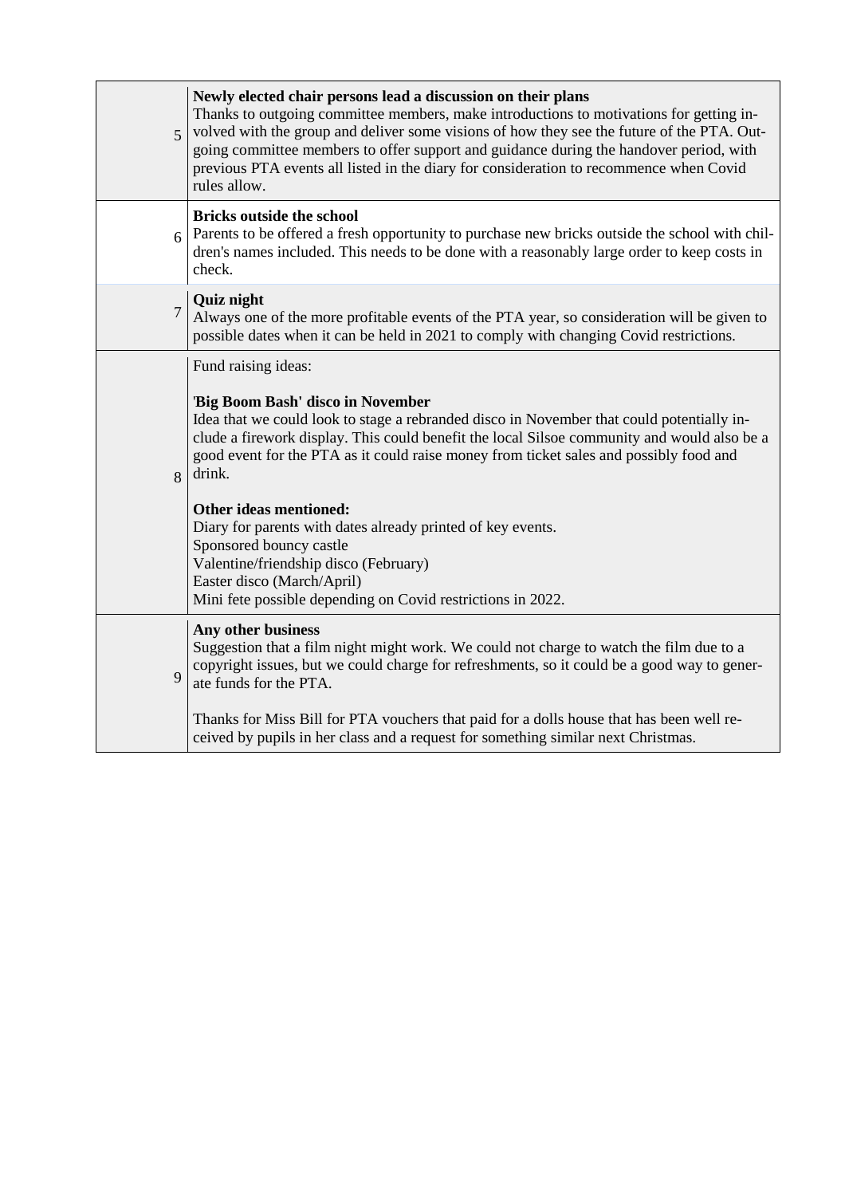| | |
|---|---|
| 5 | **Newly elected chair persons lead a discussion on their plans**<br>Thanks to outgoing committee members, make introductions to motivations for getting involved with the group and deliver some visions of how they see the future of the PTA. Outgoing committee members to offer support and guidance during the handover period, with previous PTA events all listed in the diary for consideration to recommence when Covid rules allow. |
| 6 | **Bricks outside the school**<br>Parents to be offered a fresh opportunity to purchase new bricks outside the school with children's names included. This needs to be done with a reasonably large order to keep costs in check. |
| 7 | **Quiz night**<br>Always one of the more profitable events of the PTA year, so consideration will be given to possible dates when it can be held in 2021 to comply with changing Covid restrictions. |
| 8 | Fund raising ideas:<br><br>**'Big Boom Bash' disco in November**<br>Idea that we could look to stage a rebranded disco in November that could potentially include a firework display. This could benefit the local Silsoe community and would also be a good event for the PTA as it could raise money from ticket sales and possibly food and drink.<br><br>**Other ideas mentioned:**<br>Diary for parents with dates already printed of key events.<br>Sponsored bouncy castle<br>Valentine/friendship disco (February)<br>Easter disco (March/April)<br>Mini fete possible depending on Covid restrictions in 2022. |
| 9 | **Any other business**<br>Suggestion that a film night might work. We could not charge to watch the film due to a copyright issues, but we could charge for refreshments, so it could be a good way to generate funds for the PTA.<br><br>Thanks for Miss Bill for PTA vouchers that paid for a dolls house that has been well received by pupils in her class and a request for something similar next Christmas. |